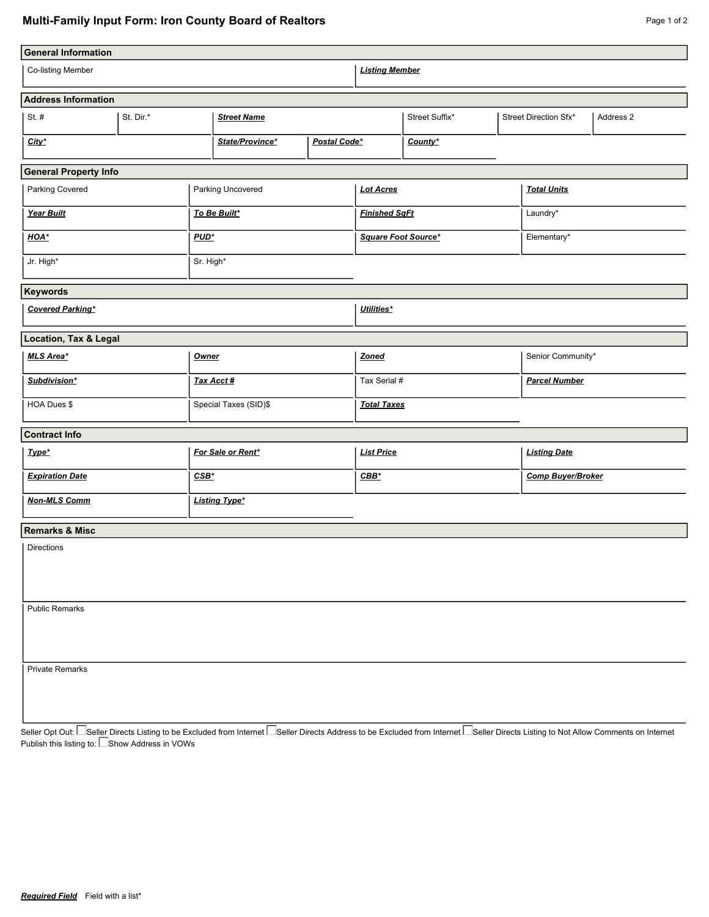# Multi-Family Input Form: Iron County Board of Realtors

## General Information

| Co-listing Member | ***Listing Member*** |
|---|---|
| | |

## Address Information

| St. # | St. Dir.* | ***Street Name*** | Street Suffix* | Street Direction Sfx* | Address 2 |
|---|---|---|---|---|---|
| | | | | | |

| ***City**** | ***State/Province**** | ***Postal Code**** | ***County**** |
|---|---|---|---|
| | | | |

## General Property Info

| | | | |
|---|---|---|---|
| Parking Covered | Parking Uncovered | ***Lot Acres*** | ***Total Units*** |
| ***Year Built*** | ***To Be Built**** | ***Finished SqFt*** | Laundry* |
| ***HOA**** | ***PUD**** | ***Square Foot Source**** | Elementary* |
| Jr. High* | Sr. High* | | |

## Keywords

| ***Covered Parking**** | ***Utilities**** |
|---|---|
| | |

## Location, Tax & Legal

| | | | |
|---|---|---|---|
| ***MLS Area**** | ***Owner*** | ***Zoned*** | Senior Community* |
| ***Subdivision**** | ***Tax Acct #*** | Tax Serial # | ***Parcel Number*** |
| HOA Dues $ | Special Taxes (SID)$ | ***Total Taxes*** | |

## Contract Info

| | | | |
|---|---|---|---|
| ***Type**** | ***For Sale or Rent**** | ***List Price*** | ***Listing Date*** |
| ***Expiration Date*** | ***CSB**** | ***CBB**** | ***Comp Buyer/Broker*** |
| ***Non-MLS Comm*** | ***Listing Type**** | | |

## Remarks & Misc

Directions

Public Remarks

Private Remarks

Seller Opt Out: ☐ Seller Directs Listing to be Excluded from Internet ☐ Seller Directs Address to be Excluded from Internet ☐ Seller Directs Listing to Not Allow Comments on Internet

Publish this listing to: ☐ Show Address in VOWs

***Required Field*** Field with a list*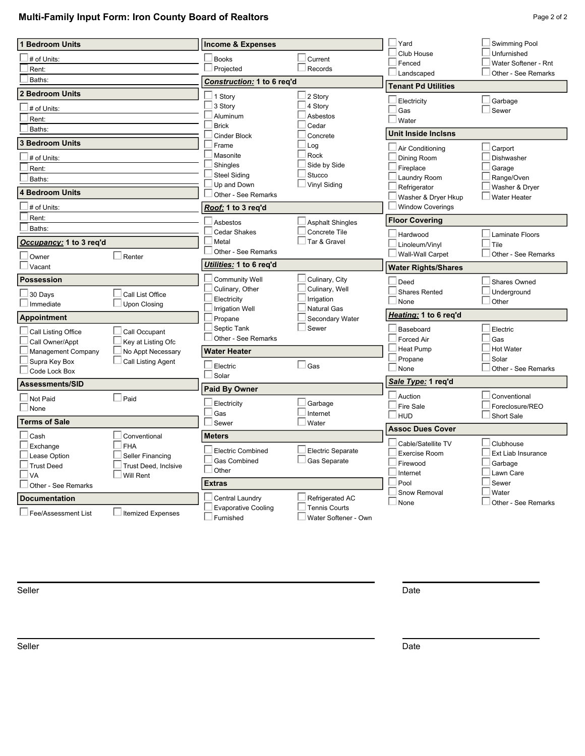// Multi-Family Input Form: Iron County Board of Realtors

## 1 Bedroom Units

- [ ] # of Units:
- [ ] Rent:
- [ ] Baths:

## 2 Bedroom Units

- [ ] # of Units:
- [ ] Rent:
- [ ] Baths:

## 3 Bedroom Units

- [ ] # of Units:
- [ ] Rent:
- [ ] Baths:

## 4 Bedroom Units

- [ ] # of Units:
- [ ] Rent:
- [ ] Baths:

## *Occupancy:* 1 to 3 req'd

- [ ] Owner
- [ ] Renter
- [ ] Vacant

## Possession

- [ ] 30 Days
- [ ] Call List Office
- [ ] Immediate
- [ ] Upon Closing

## Appointment

- [ ] Call Listing Office
- [ ] Call Occupant
- [ ] Call Owner/Appt
- [ ] Key at Listing Ofc
- [ ] Management Company
- [ ] No Appt Necessary
- [ ] Supra Key Box
- [ ] Call Listing Agent
- [ ] Code Lock Box

## Assessments/SID

- [ ] Not Paid
- [ ] Paid
- [ ] None

## Terms of Sale

- [ ] Cash
- [ ] Conventional
- [ ] Exchange
- [ ] FHA
- [ ] Lease Option
- [ ] Seller Financing
- [ ] Trust Deed
- [ ] Trust Deed, Inclsive
- [ ] VA
- [ ] Will Rent
- [ ] Other - See Remarks

## Documentation

- [ ] Fee/Assessment List
- [ ] Itemized Expenses

## Income & Expenses

- [ ] Books
- [ ] Current
- [ ] Projected
- [ ] Records

## *Construction:* 1 to 6 req'd

- [ ] 1 Story
- [ ] 2 Story
- [ ] 3 Story
- [ ] 4 Story
- [ ] Aluminum
- [ ] Asbestos
- [ ] Brick
- [ ] Cedar
- [ ] Cinder Block
- [ ] Concrete
- [ ] Frame
- [ ] Log
- [ ] Masonite
- [ ] Rock
- [ ] Shingles
- [ ] Side by Side
- [ ] Steel Siding
- [ ] Stucco
- [ ] Up and Down
- [ ] Vinyl Siding
- [ ] Other - See Remarks

## *Roof:* 1 to 3 req'd

- [ ] Asbestos
- [ ] Asphalt Shingles
- [ ] Cedar Shakes
- [ ] Concrete Tile
- [ ] Metal
- [ ] Tar & Gravel
- [ ] Other - See Remarks

## *Utilities:* 1 to 6 req'd

- [ ] Community Well
- [ ] Culinary, City
- [ ] Culinary, Other
- [ ] Culinary, Well
- [ ] Electricity
- [ ] Irrigation
- [ ] Irrigation Well
- [ ] Natural Gas
- [ ] Propane
- [ ] Secondary Water
- [ ] Septic Tank
- [ ] Sewer
- [ ] Other - See Remarks

## Water Heater

- [ ] Electric
- [ ] Gas
- [ ] Solar

## Paid By Owner

- [ ] Electricity
- [ ] Garbage
- [ ] Gas
- [ ] Internet
- [ ] Sewer
- [ ] Water

## Meters

- [ ] Electric Combined
- [ ] Electric Separate
- [ ] Gas Combined
- [ ] Gas Separate
- [ ] Other

## Extras

- [ ] Central Laundry
- [ ] Refrigerated AC
- [ ] Evaporative Cooling
- [ ] Tennis Courts
- [ ] Furnished
- [ ] Water Softener - Own
- [ ] Yard
- [ ] Swimming Pool
- [ ] Club House
- [ ] Unfurnished
- [ ] Fenced
- [ ] Water Softener - Rnt
- [ ] Landscaped
- [ ] Other - See Remarks

## Tenant Pd Utilities

- [ ] Electricity
- [ ] Garbage
- [ ] Gas
- [ ] Sewer
- [ ] Water

## Unit Inside Inclsns

- [ ] Air Conditioning
- [ ] Carport
- [ ] Dining Room
- [ ] Dishwasher
- [ ] Fireplace
- [ ] Garage
- [ ] Laundry Room
- [ ] Range/Oven
- [ ] Refrigerator
- [ ] Washer & Dryer
- [ ] Washer & Dryer Hkup
- [ ] Water Heater
- [ ] Window Coverings

## Floor Covering

- [ ] Hardwood
- [ ] Laminate Floors
- [ ] Linoleum/Vinyl
- [ ] Tile
- [ ] Wall-Wall Carpet
- [ ] Other - See Remarks

## Water Rights/Shares

- [ ] Deed
- [ ] Shares Owned
- [ ] Shares Rented
- [ ] Underground
- [ ] None
- [ ] Other

## *Heating:* 1 to 6 req'd

- [ ] Baseboard
- [ ] Electric
- [ ] Forced Air
- [ ] Gas
- [ ] Heat Pump
- [ ] Hot Water
- [ ] Propane
- [ ] Solar
- [ ] None
- [ ] Other - See Remarks

## *Sale Type:* 1 req'd

- [ ] Auction
- [ ] Conventional
- [ ] Fire Sale
- [ ] Foreclosure/REO
- [ ] HUD
- [ ] Short Sale

## Assoc Dues Cover

- [ ] Cable/Satellite TV
- [ ] Clubhouse
- [ ] Exercise Room
- [ ] Ext Liab Insurance
- [ ] Firewood
- [ ] Garbage
- [ ] Internet
- [ ] Lawn Care
- [ ] Pool
- [ ] Sewer
- [ ] Snow Removal
- [ ] Water
- [ ] None
- [ ] Other - See Remarks

---

Seller ______________________________ Date ______________

Seller ______________________________ Date ______________